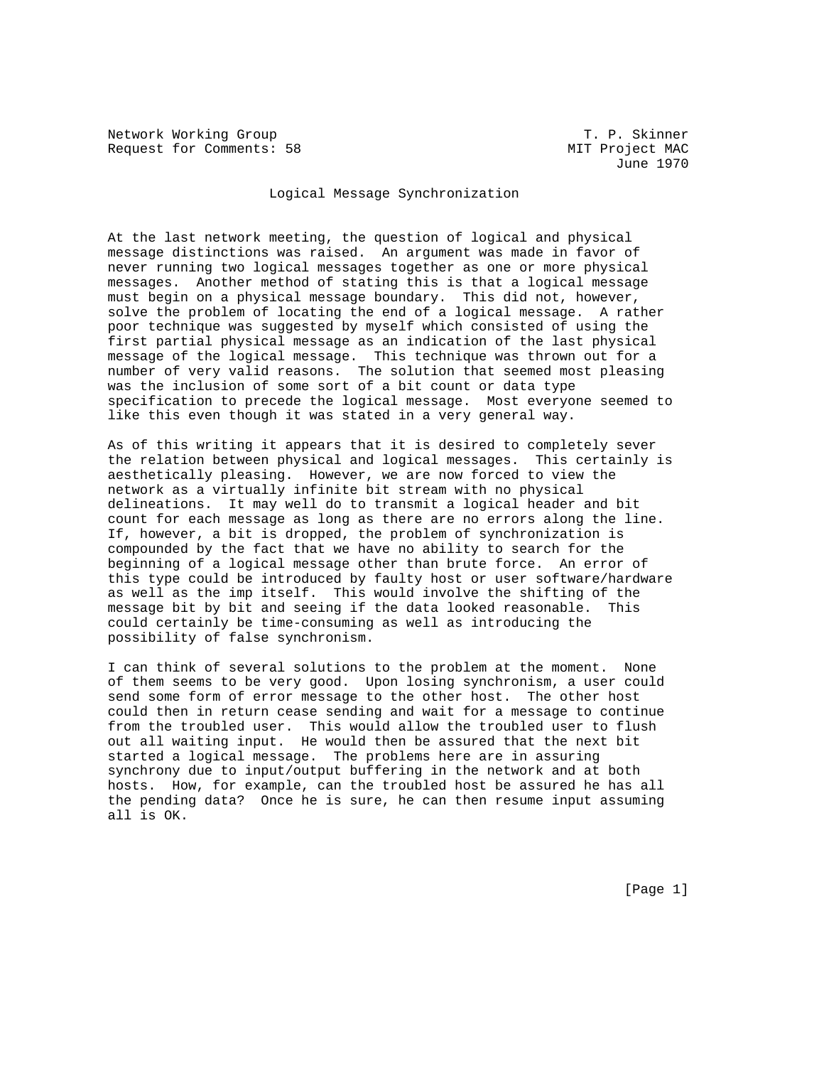Network Working Group T. P. Skinner
Request for Comments: 58 MIT Project MAC
June 1970

# Logical Message Synchronization

At the last network meeting, the question of logical and physical message distinctions was raised. An argument was made in favor of never running two logical messages together as one or more physical messages. Another method of stating this is that a logical message must begin on a physical message boundary. This did not, however, solve the problem of locating the end of a logical message. A rather poor technique was suggested by myself which consisted of using the first partial physical message as an indication of the last physical message of the logical message. This technique was thrown out for a number of very valid reasons. The solution that seemed most pleasing was the inclusion of some sort of a bit count or data type specification to precede the logical message. Most everyone seemed to like this even though it was stated in a very general way.

As of this writing it appears that it is desired to completely sever the relation between physical and logical messages. This certainly is aesthetically pleasing. However, we are now forced to view the network as a virtually infinite bit stream with no physical delineations. It may well do to transmit a logical header and bit count for each message as long as there are no errors along the line. If, however, a bit is dropped, the problem of synchronization is compounded by the fact that we have no ability to search for the beginning of a logical message other than brute force. An error of this type could be introduced by faulty host or user software/hardware as well as the imp itself. This would involve the shifting of the message bit by bit and seeing if the data looked reasonable. This could certainly be time-consuming as well as introducing the possibility of false synchronism.

I can think of several solutions to the problem at the moment. None of them seems to be very good. Upon losing synchronism, a user could send some form of error message to the other host. The other host could then in return cease sending and wait for a message to continue from the troubled user. This would allow the troubled user to flush out all waiting input. He would then be assured that the next bit started a logical message. The problems here are in assuring synchrony due to input/output buffering in the network and at both hosts. How, for example, can the troubled host be assured he has all the pending data? Once he is sure, he can then resume input assuming all is OK.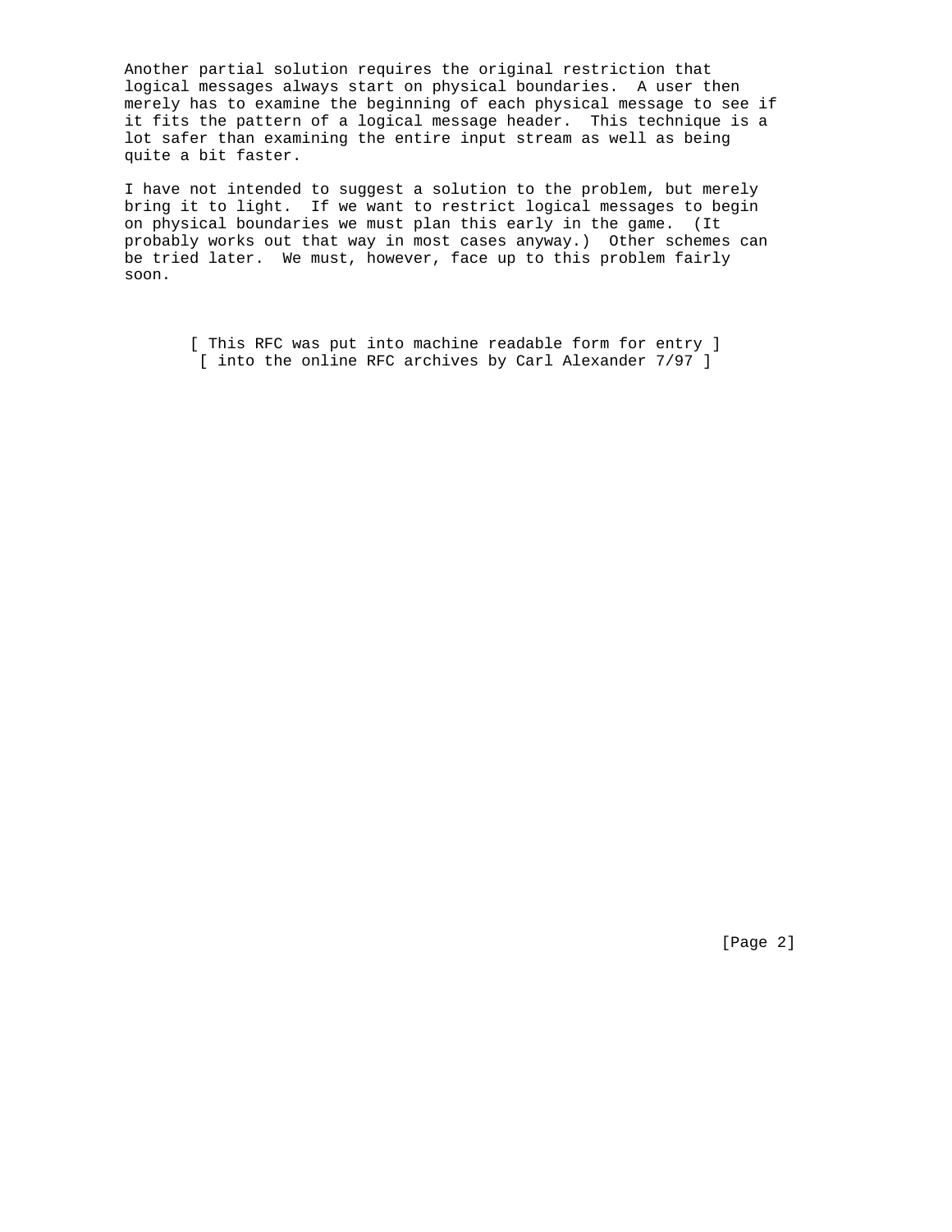Another partial solution requires the original restriction that logical messages always start on physical boundaries. A user then merely has to examine the beginning of each physical message to see if it fits the pattern of a logical message header. This technique is a lot safer than examining the entire input stream as well as being quite a bit faster.

I have not intended to suggest a solution to the problem, but merely bring it to light. If we want to restrict logical messages to begin on physical boundaries we must plan this early in the game. (It probably works out that way in most cases anyway.) Other schemes can be tried later. We must, however, face up to this problem fairly soon.

[ This RFC was put into machine readable form for entry ]
[ into the online RFC archives by Carl Alexander 7/97 ]